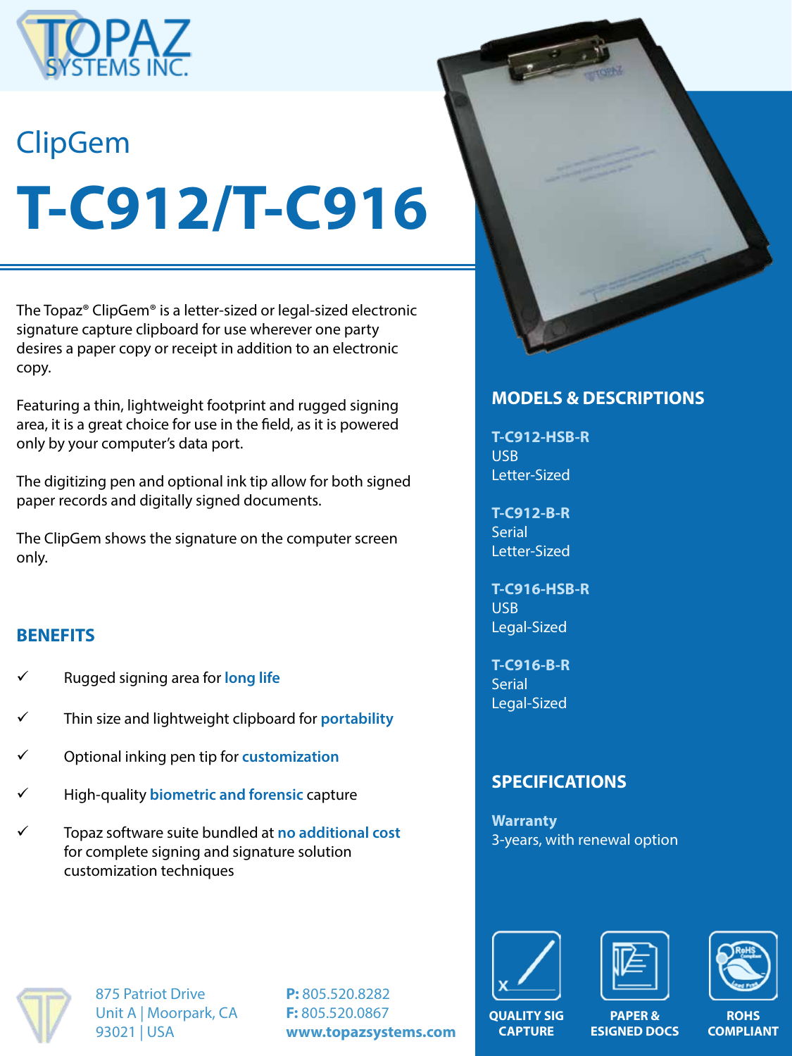TOPAZ SYSTEMS INC.

## ClipGem

# T-C912/T-C916

The Topaz® ClipGem® is a letter-sized or legal-sized electronic signature capture clipboard for use wherever one party desires a paper copy or receipt in addition to an electronic copy.

Featuring a thin, lightweight footprint and rugged signing area, it is a great choice for use in the field, as it is powered only by your computer's data port.

The digitizing pen and optional ink tip allow for both signed paper records and digitally signed documents.

The ClipGem shows the signature on the computer screen only.

## BENEFITS

- ✓ Rugged signing area for **long life**
- ✓ Thin size and lightweight clipboard for **portability**
- ✓ Optional inking pen tip for **customization**
- ✓ High-quality **biometric and forensic** capture
- ✓ Topaz software suite bundled at **no additional cost** for complete signing and signature solution customization techniques

## MODELS & DESCRIPTIONS

**T-C912-HSB-R**
USB
Letter-Sized

**T-C912-B-R**
Serial
Letter-Sized

**T-C916-HSB-R**
USB
Legal-Sized

**T-C916-B-R**
Serial
Legal-Sized

## SPECIFICATIONS

**Warranty**
3-years, with renewal option

QUALITY SIG CAPTURE | PAPER & ESIGNED DOCS | ROHS COMPLIANT

875 Patriot Drive
Unit A | Moorpark, CA
93021 | USA

**P:** 805.520.8282
**F:** 805.520.0867
**www.topazsystems.com**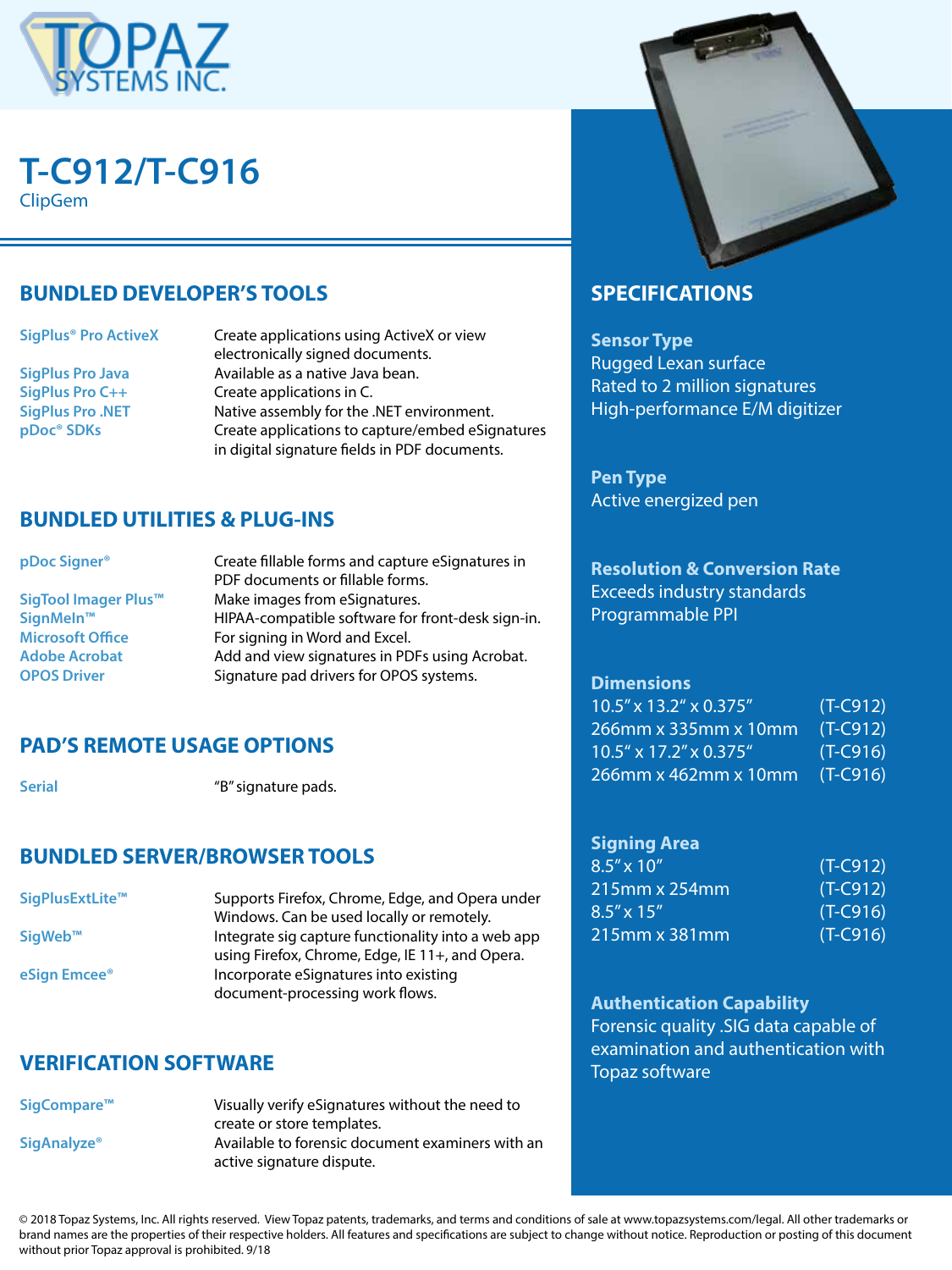# T-C912/T-C916

ClipGem

## BUNDLED DEVELOPER'S TOOLS

| | |
|---|---|
| SigPlus® Pro ActiveX | Create applications using ActiveX or view electronically signed documents. |
| SigPlus Pro Java | Available as a native Java bean. |
| SigPlus Pro C++ | Create applications in C. |
| SigPlus Pro .NET | Native assembly for the .NET environment. |
| pDoc® SDKs | Create applications to capture/embed eSignatures in digital signature fields in PDF documents. |

## BUNDLED UTILITIES & PLUG-INS

| | |
|---|---|
| pDoc Signer® | Create fillable forms and capture eSignatures in PDF documents or fillable forms. |
| SigTool Imager Plus™ | Make images from eSignatures. |
| SignMeIn™ | HIPAA-compatible software for front-desk sign-in. |
| Microsoft Office | For signing in Word and Excel. |
| Adobe Acrobat | Add and view signatures in PDFs using Acrobat. |
| OPOS Driver | Signature pad drivers for OPOS systems. |

## PAD'S REMOTE USAGE OPTIONS

| | |
|---|---|
| Serial | "B" signature pads. |

## BUNDLED SERVER/BROWSER TOOLS

| | |
|---|---|
| SigPlusExtLite™ | Supports Firefox, Chrome, Edge, and Opera under Windows. Can be used locally or remotely. |
| SigWeb™ | Integrate sig capture functionality into a web app using Firefox, Chrome, Edge, IE 11+, and Opera. |
| eSign Emcee® | Incorporate eSignatures into existing document-processing work flows. |

## VERIFICATION SOFTWARE

| | |
|---|---|
| SigCompare™ | Visually verify eSignatures without the need to create or store templates. |
| SigAnalyze® | Available to forensic document examiners with an active signature dispute. |

## SPECIFICATIONS

### Sensor Type

Rugged Lexan surface
Rated to 2 million signatures
High-performance E/M digitizer

### Pen Type

Active energized pen

### Resolution & Conversion Rate

Exceeds industry standards
Programmable PPI

### Dimensions

| | |
|---|---|
| 10.5" x 13.2" x 0.375" | (T-C912) |
| 266mm x 335mm x 10mm | (T-C912) |
| 10.5" x 17.2" x 0.375" | (T-C916) |
| 266mm x 462mm x 10mm | (T-C916) |

### Signing Area

| | |
|---|---|
| 8.5" x 10" | (T-C912) |
| 215mm x 254mm | (T-C912) |
| 8.5" x 15" | (T-C916) |
| 215mm x 381mm | (T-C916) |

### Authentication Capability

Forensic quality .SIG data capable of examination and authentication with Topaz software

© 2018 Topaz Systems, Inc. All rights reserved. View Topaz patents, trademarks, and terms and conditions of sale at www.topazsystems.com/legal. All other trademarks or brand names are the properties of their respective holders. All features and specifications are subject to change without notice. Reproduction or posting of this document without prior Topaz approval is prohibited. 9/18